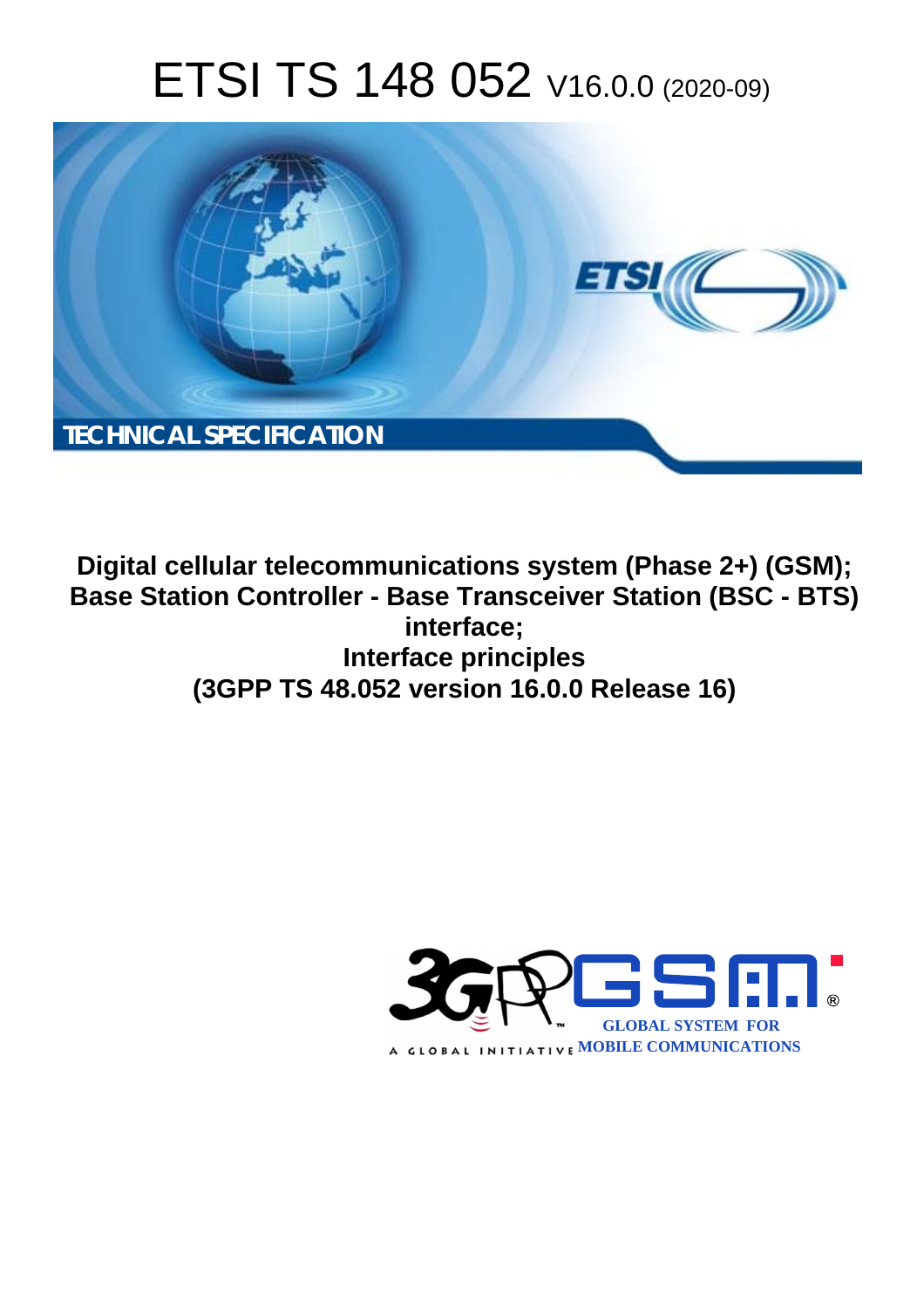# ETSI TS 148 052 V16.0.0 (2020-09)

TECHNICAL SPECIFICATION

**Digital cellular telecommunications system (Phase 2+) (GSM); Base Station Controller - Base Transceiver Station (BSC - BTS) interface; Interface principles (3GPP TS 48.052 version 16.0.0 Release 16)**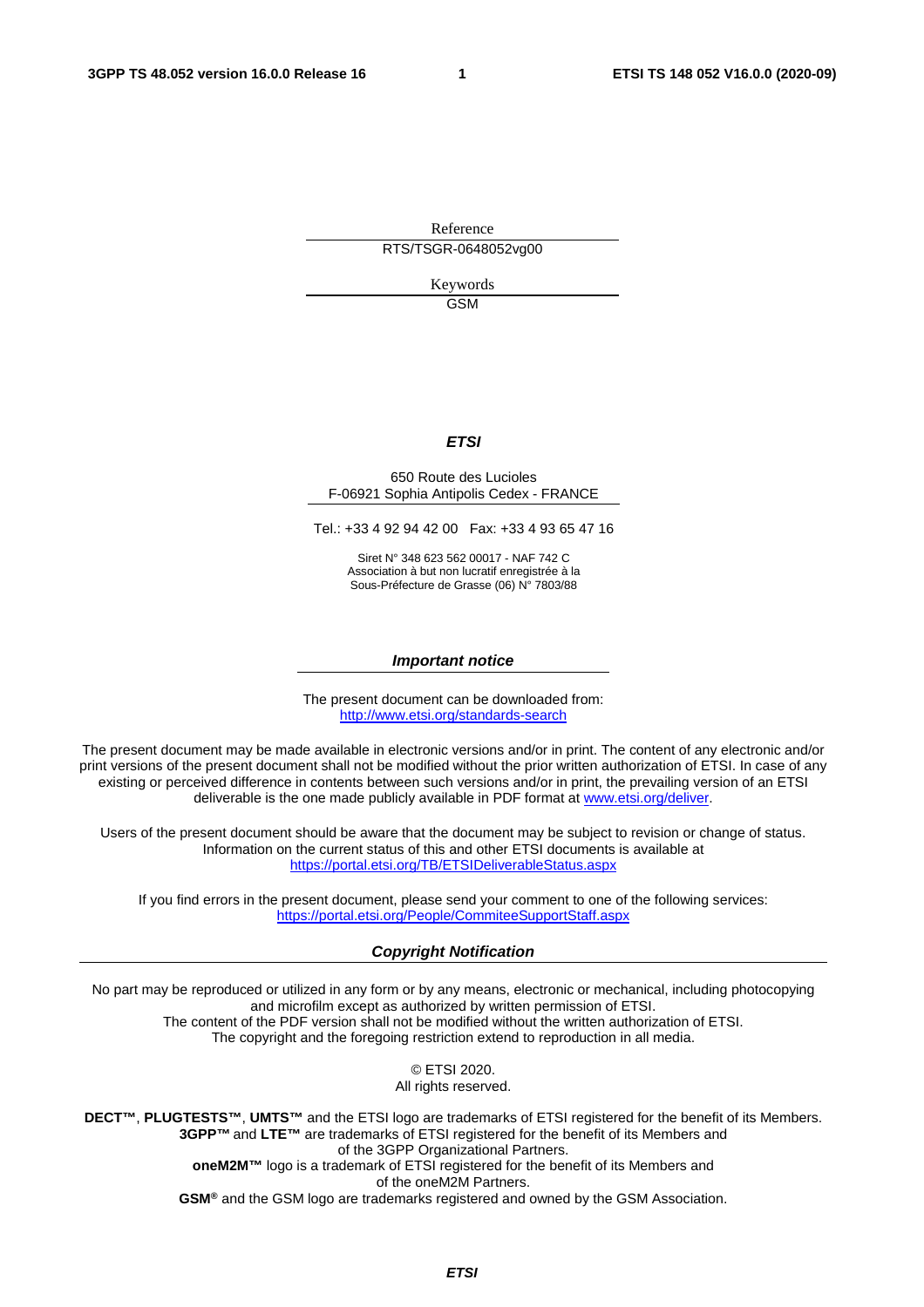Reference

RTS/TSGR-0648052vg00

Keywords

GSM

***ETSI***

650 Route des Lucioles
F-06921 Sophia Antipolis Cedex - FRANCE

Tel.: +33 4 92 94 42 00   Fax: +33 4 93 65 47 16

Siret N° 348 623 562 00017 - NAF 742 C
Association à but non lucratif enregistrée à la
Sous-Préfecture de Grasse (06) N° 7803/88

***Important notice***

The present document can be downloaded from:
http://www.etsi.org/standards-search

The present document may be made available in electronic versions and/or in print. The content of any electronic and/or print versions of the present document shall not be modified without the prior written authorization of ETSI. In case of any existing or perceived difference in contents between such versions and/or in print, the prevailing version of an ETSI deliverable is the one made publicly available in PDF format at www.etsi.org/deliver.

Users of the present document should be aware that the document may be subject to revision or change of status. Information on the current status of this and other ETSI documents is available at
https://portal.etsi.org/TB/ETSIDeliverableStatus.aspx

If you find errors in the present document, please send your comment to one of the following services:
https://portal.etsi.org/People/CommiteeSupportStaff.aspx

***Copyright Notification***

No part may be reproduced or utilized in any form or by any means, electronic or mechanical, including photocopying and microfilm except as authorized by written permission of ETSI.
The content of the PDF version shall not be modified without the written authorization of ETSI.
The copyright and the foregoing restriction extend to reproduction in all media.

© ETSI 2020.
All rights reserved.

**DECT™**, **PLUGTESTS™**, **UMTS™** and the ETSI logo are trademarks of ETSI registered for the benefit of its Members.
**3GPP™** and **LTE™** are trademarks of ETSI registered for the benefit of its Members and of the 3GPP Organizational Partners.
**oneM2M™** logo is a trademark of ETSI registered for the benefit of its Members and of the oneM2M Partners.
**GSM**® and the GSM logo are trademarks registered and owned by the GSM Association.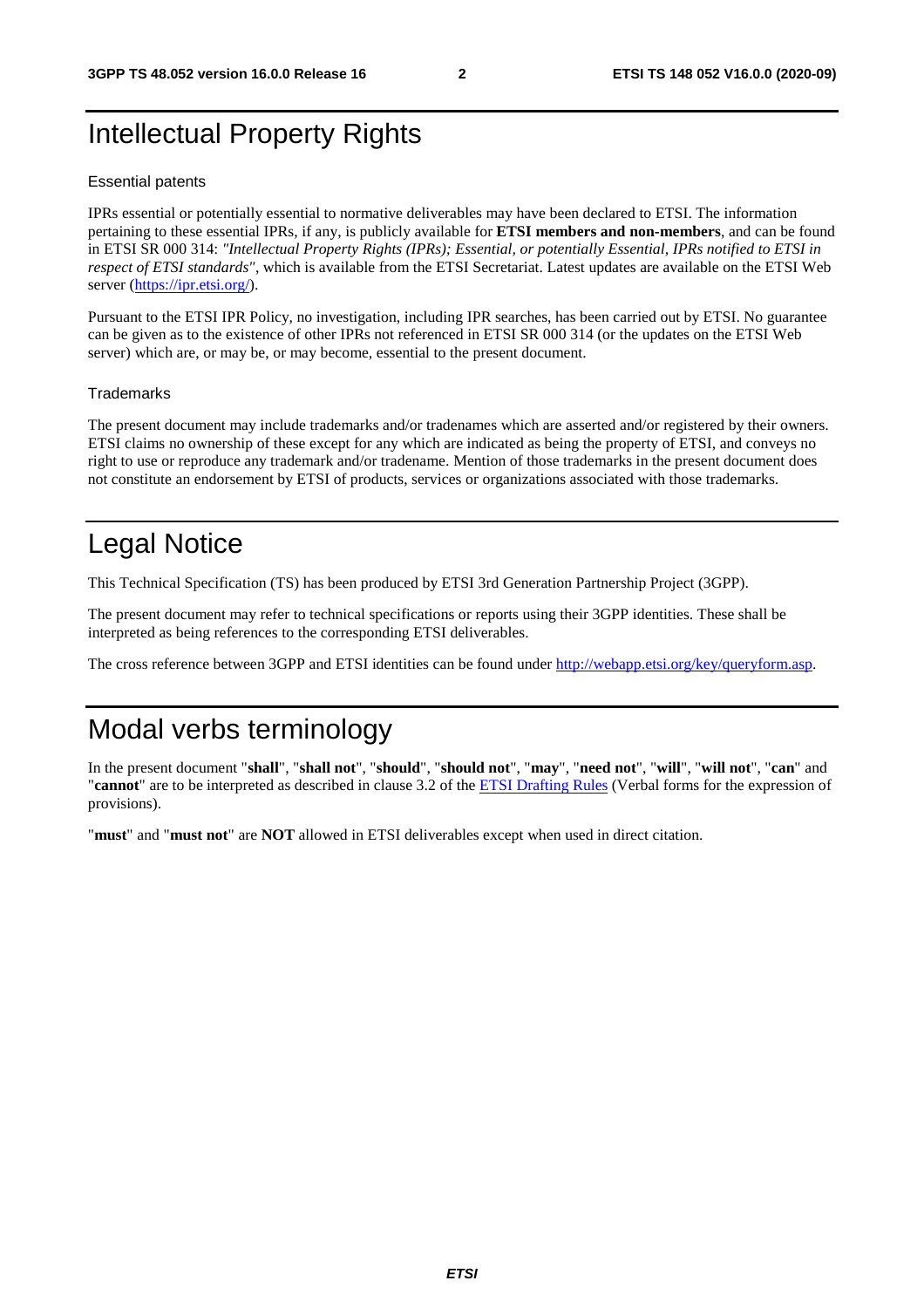# Intellectual Property Rights

## Essential patents

IPRs essential or potentially essential to normative deliverables may have been declared to ETSI. The information pertaining to these essential IPRs, if any, is publicly available for **ETSI members and non-members**, and can be found in ETSI SR 000 314: *"Intellectual Property Rights (IPRs); Essential, or potentially Essential, IPRs notified to ETSI in respect of ETSI standards"*, which is available from the ETSI Secretariat. Latest updates are available on the ETSI Web server (https://ipr.etsi.org/).

Pursuant to the ETSI IPR Policy, no investigation, including IPR searches, has been carried out by ETSI. No guarantee can be given as to the existence of other IPRs not referenced in ETSI SR 000 314 (or the updates on the ETSI Web server) which are, or may be, or may become, essential to the present document.

## Trademarks

The present document may include trademarks and/or tradenames which are asserted and/or registered by their owners. ETSI claims no ownership of these except for any which are indicated as being the property of ETSI, and conveys no right to use or reproduce any trademark and/or tradename. Mention of those trademarks in the present document does not constitute an endorsement by ETSI of products, services or organizations associated with those trademarks.

# Legal Notice

This Technical Specification (TS) has been produced by ETSI 3rd Generation Partnership Project (3GPP).

The present document may refer to technical specifications or reports using their 3GPP identities. These shall be interpreted as being references to the corresponding ETSI deliverables.

The cross reference between 3GPP and ETSI identities can be found under http://webapp.etsi.org/key/queryform.asp.

# Modal verbs terminology

In the present document "**shall**", "**shall not**", "**should**", "**should not**", "**may**", "**need not**", "**will**", "**will not**", "**can**" and "**cannot**" are to be interpreted as described in clause 3.2 of the ETSI Drafting Rules (Verbal forms for the expression of provisions).

"**must**" and "**must not**" are **NOT** allowed in ETSI deliverables except when used in direct citation.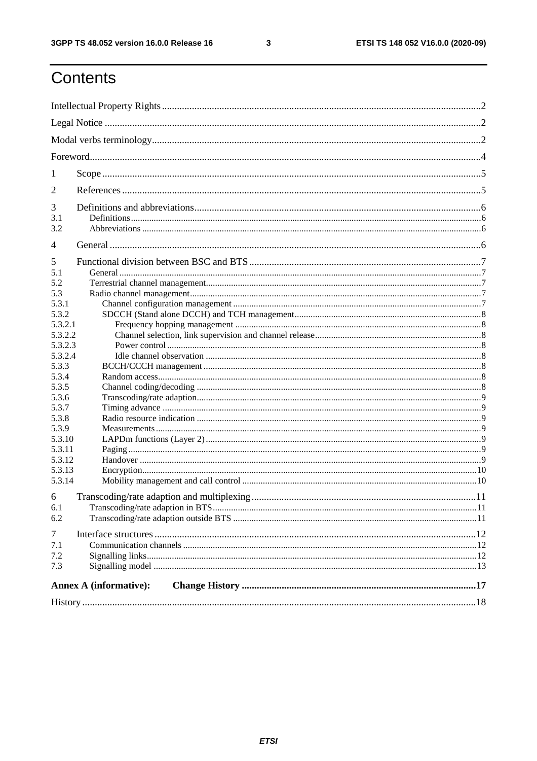# Contents

Intellectual Property Rights ..... 2

Legal Notice ..... 2

Modal verbs terminology ..... 2

Foreword ..... 4

1 Scope ..... 5

2 References ..... 5

3 Definitions and abbreviations ..... 6

3.1 Definitions ..... 6

3.2 Abbreviations ..... 6

4 General ..... 6

5 Functional division between BSC and BTS ..... 7

5.1 General ..... 7

5.2 Terrestrial channel management ..... 7

5.3 Radio channel management ..... 7

5.3.1 Channel configuration management ..... 7

5.3.2 SDCCH (Stand alone DCCH) and TCH management ..... 8

5.3.2.1 Frequency hopping management ..... 8

5.3.2.2 Channel selection, link supervision and channel release ..... 8

5.3.2.3 Power control ..... 8

5.3.2.4 Idle channel observation ..... 8

5.3.3 BCCH/CCCH management ..... 8

5.3.4 Random access ..... 8

5.3.5 Channel coding/decoding ..... 8

5.3.6 Transcoding/rate adaption ..... 9

5.3.7 Timing advance ..... 9

5.3.8 Radio resource indication ..... 9

5.3.9 Measurements ..... 9

5.3.10 LAPDm functions (Layer 2) ..... 9

5.3.11 Paging ..... 9

5.3.12 Handover ..... 9

5.3.13 Encryption ..... 10

5.3.14 Mobility management and call control ..... 10

6 Transcoding/rate adaption and multiplexing ..... 11

6.1 Transcoding/rate adaption in BTS ..... 11

6.2 Transcoding/rate adaption outside BTS ..... 11

7 Interface structures ..... 12

7.1 Communication channels ..... 12

7.2 Signalling links ..... 12

7.3 Signalling model ..... 13

**Annex A (informative): Change History ..... 17**

History ..... 18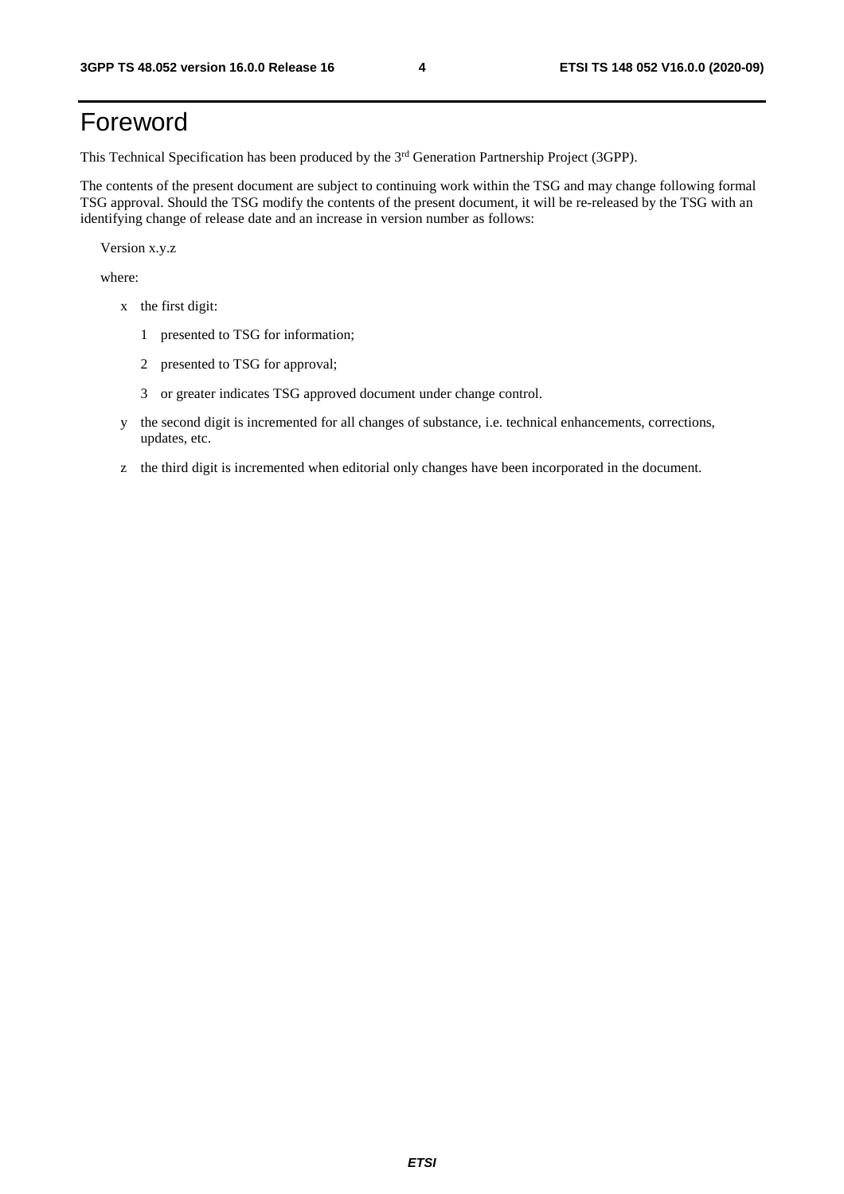# Foreword

This Technical Specification has been produced by the 3rd Generation Partnership Project (3GPP).

The contents of the present document are subject to continuing work within the TSG and may change following formal TSG approval. Should the TSG modify the contents of the present document, it will be re-released by the TSG with an identifying change of release date and an increase in version number as follows:

Version x.y.z

where:

- x the first digit:
  - 1 presented to TSG for information;
  - 2 presented to TSG for approval;
  - 3 or greater indicates TSG approved document under change control.
- y the second digit is incremented for all changes of substance, i.e. technical enhancements, corrections, updates, etc.
- z the third digit is incremented when editorial only changes have been incorporated in the document.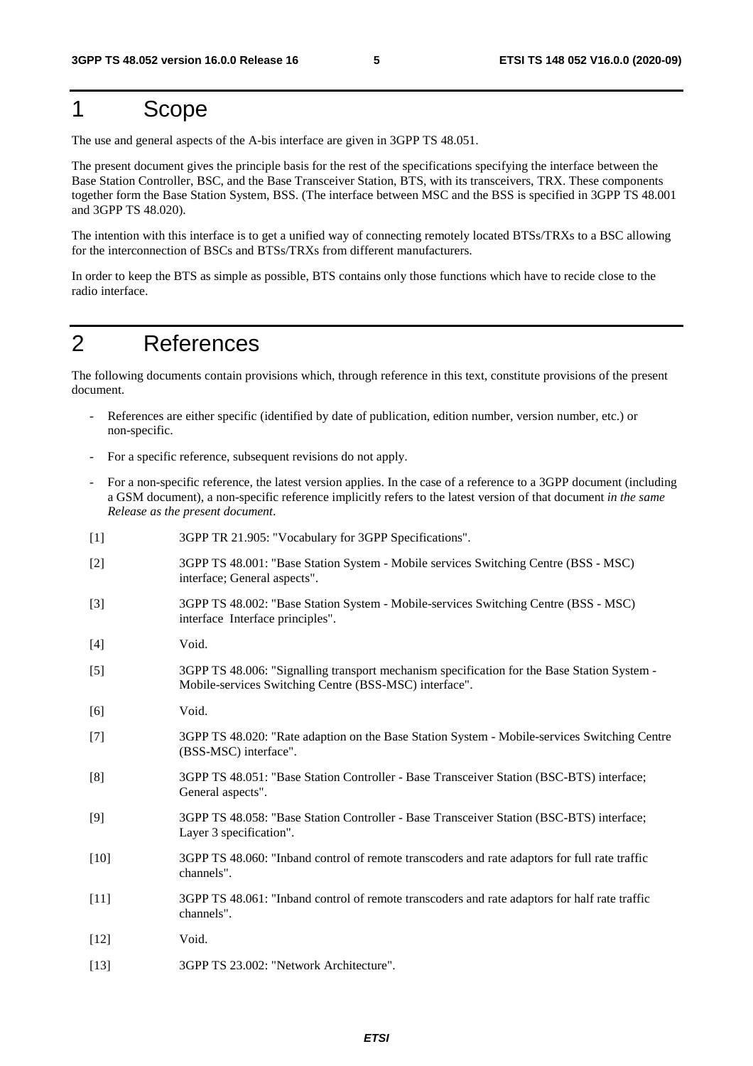# 1 Scope

The use and general aspects of the A-bis interface are given in 3GPP TS 48.051.

The present document gives the principle basis for the rest of the specifications specifying the interface between the Base Station Controller, BSC, and the Base Transceiver Station, BTS, with its transceivers, TRX. These components together form the Base Station System, BSS. (The interface between MSC and the BSS is specified in 3GPP TS 48.001 and 3GPP TS 48.020).

The intention with this interface is to get a unified way of connecting remotely located BTSs/TRXs to a BSC allowing for the interconnection of BSCs and BTSs/TRXs from different manufacturers.

In order to keep the BTS as simple as possible, BTS contains only those functions which have to recide close to the radio interface.

# 2 References

The following documents contain provisions which, through reference in this text, constitute provisions of the present document.

- References are either specific (identified by date of publication, edition number, version number, etc.) or non-specific.
- For a specific reference, subsequent revisions do not apply.
- For a non-specific reference, the latest version applies. In the case of a reference to a 3GPP document (including a GSM document), a non-specific reference implicitly refers to the latest version of that document *in the same Release as the present document*.

[1] 3GPP TR 21.905: "Vocabulary for 3GPP Specifications".

[2] 3GPP TS 48.001: "Base Station System - Mobile services Switching Centre (BSS - MSC) interface; General aspects".

[3] 3GPP TS 48.002: "Base Station System - Mobile-services Switching Centre (BSS - MSC) interface Interface principles".

[4] Void.

[5] 3GPP TS 48.006: "Signalling transport mechanism specification for the Base Station System - Mobile-services Switching Centre (BSS-MSC) interface".

[6] Void.

[7] 3GPP TS 48.020: "Rate adaption on the Base Station System - Mobile-services Switching Centre (BSS-MSC) interface".

[8] 3GPP TS 48.051: "Base Station Controller - Base Transceiver Station (BSC-BTS) interface; General aspects".

[9] 3GPP TS 48.058: "Base Station Controller - Base Transceiver Station (BSC-BTS) interface; Layer 3 specification".

[10] 3GPP TS 48.060: "Inband control of remote transcoders and rate adaptors for full rate traffic channels".

[11] 3GPP TS 48.061: "Inband control of remote transcoders and rate adaptors for half rate traffic channels".

[12] Void.

[13] 3GPP TS 23.002: "Network Architecture".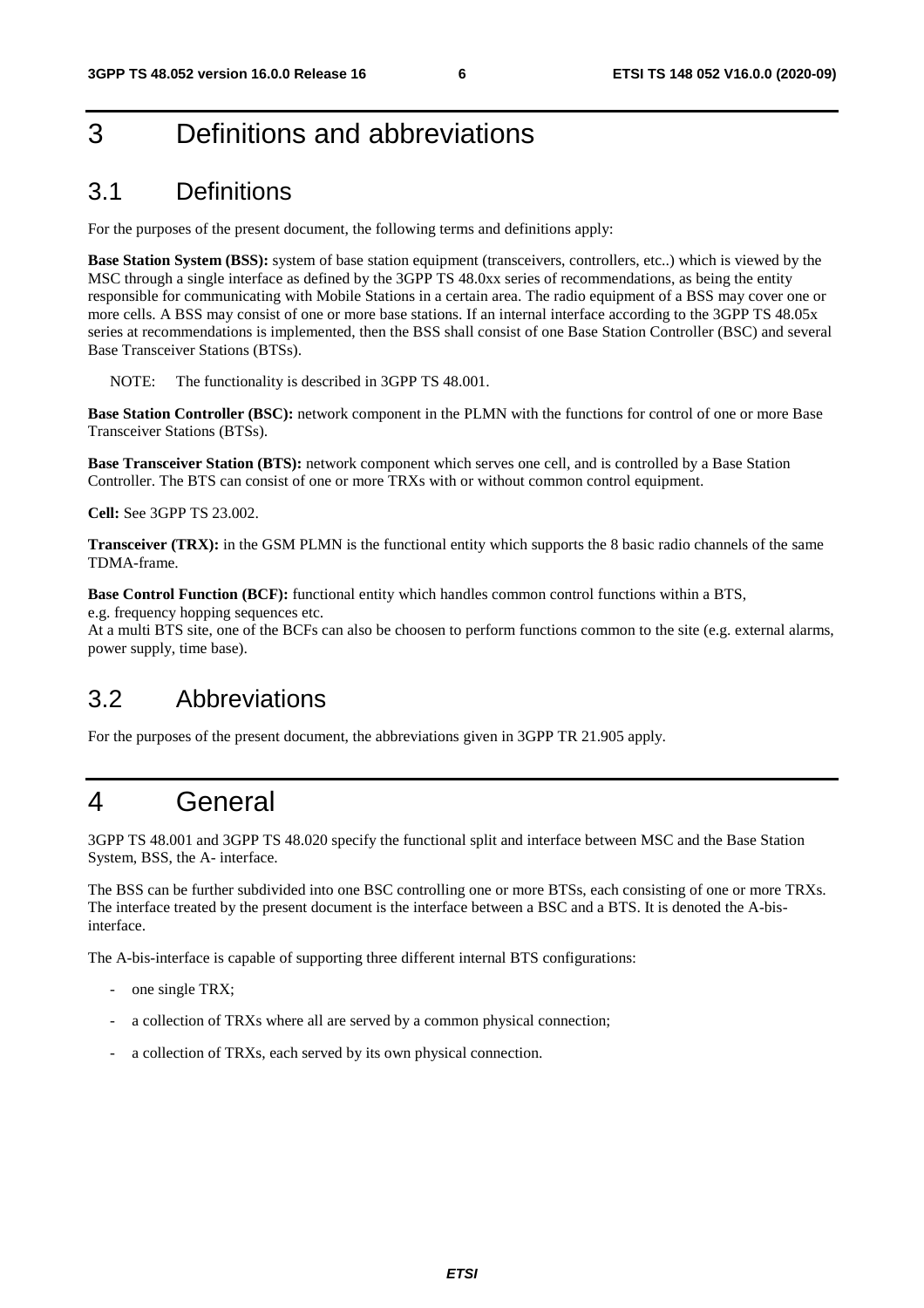# 3 Definitions and abbreviations

## 3.1 Definitions

For the purposes of the present document, the following terms and definitions apply:

**Base Station System (BSS):** system of base station equipment (transceivers, controllers, etc..) which is viewed by the MSC through a single interface as defined by the 3GPP TS 48.0xx series of recommendations, as being the entity responsible for communicating with Mobile Stations in a certain area. The radio equipment of a BSS may cover one or more cells. A BSS may consist of one or more base stations. If an internal interface according to the 3GPP TS 48.05x series at recommendations is implemented, then the BSS shall consist of one Base Station Controller (BSC) and several Base Transceiver Stations (BTSs).

NOTE: The functionality is described in 3GPP TS 48.001.

**Base Station Controller (BSC):** network component in the PLMN with the functions for control of one or more Base Transceiver Stations (BTSs).

**Base Transceiver Station (BTS):** network component which serves one cell, and is controlled by a Base Station Controller. The BTS can consist of one or more TRXs with or without common control equipment.

**Cell:** See 3GPP TS 23.002.

**Transceiver (TRX):** in the GSM PLMN is the functional entity which supports the 8 basic radio channels of the same TDMA-frame.

**Base Control Function (BCF):** functional entity which handles common control functions within a BTS, e.g. frequency hopping sequences etc.
At a multi BTS site, one of the BCFs can also be choosen to perform functions common to the site (e.g. external alarms, power supply, time base).

## 3.2 Abbreviations

For the purposes of the present document, the abbreviations given in 3GPP TR 21.905 apply.

# 4 General

3GPP TS 48.001 and 3GPP TS 48.020 specify the functional split and interface between MSC and the Base Station System, BSS, the A- interface.

The BSS can be further subdivided into one BSC controlling one or more BTSs, each consisting of one or more TRXs. The interface treated by the present document is the interface between a BSC and a BTS. It is denoted the A-bis-interface.

The A-bis-interface is capable of supporting three different internal BTS configurations:

- one single TRX;
- a collection of TRXs where all are served by a common physical connection;
- a collection of TRXs, each served by its own physical connection.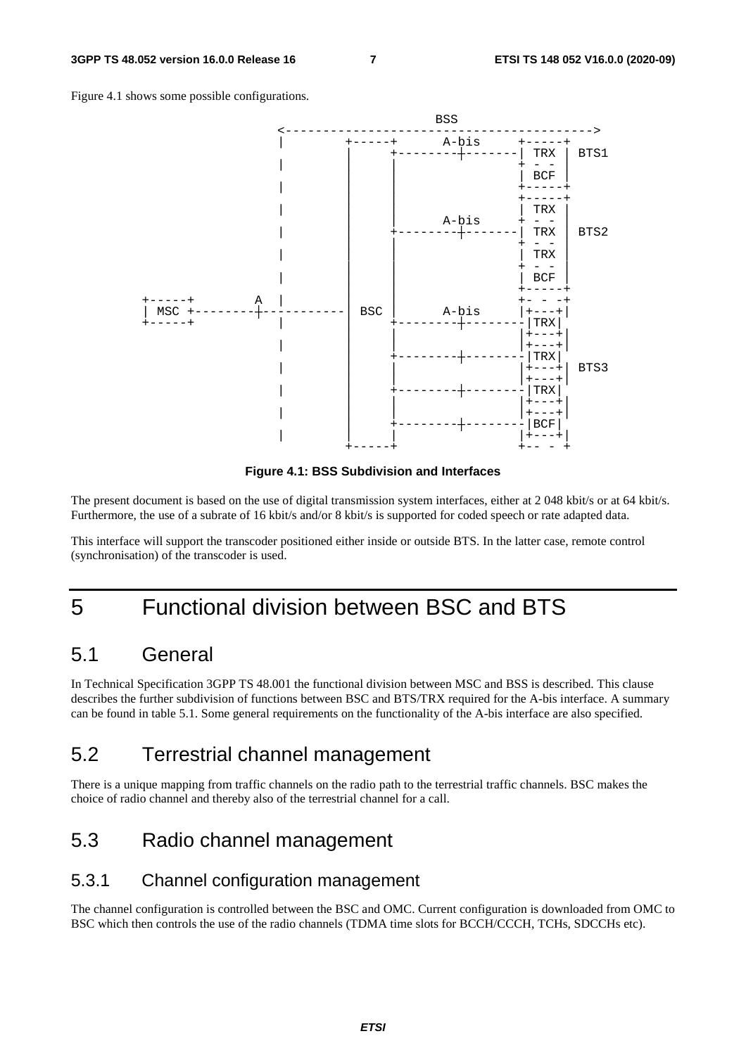Figure 4.1 shows some possible configurations.

```
                                               BSS
                      <----------------------------------------->
                      |        +-----+      A-bis     +-----+
                      |        |     +--------+-------| TRX | BTS1
                      |        |     |                + - - |
                      |        |     |                | BCF |
                      |        |     |                +-----+
                      |        |     |                +-----+
                      |        |     |                | TRX |
                      |        |     |      A-bis     + - - |
                      |        |     +--------+-------| TRX | BTS2
                      |        |     |                + - - |
                      |        |     |                | TRX |
                      |        |     |                + - - |
                      |        |     |                | BCF |
                      |        |     |                +-----+
+-----+         A     |        |     |                +- - -+
| MSC +---------+------------  | BSC |      A-bis     |+---+|
+-----+               |        |     +--------+-------|TRX|
                      |        |     |                |+---+|
                      |        |     |                |+---+|
                      |        |     +--------+-------|TRX|
                      |        |     |                |+---+| BTS3
                      |        |     |                |+---+|
                      |        |     +--------+-------|TRX|
                      |        |     |                |+---+|
                      |        |     |                |+---+|
                      |        |     +--------+-------|BCF|
                      |        |     |                |+---+|
                               +-----+                +-- - +
```

**Figure 4.1: BSS Subdivision and Interfaces**

The present document is based on the use of digital transmission system interfaces, either at 2 048 kbit/s or at 64 kbit/s. Furthermore, the use of a subrate of 16 kbit/s and/or 8 kbit/s is supported for coded speech or rate adapted data.

This interface will support the transcoder positioned either inside or outside BTS. In the latter case, remote control (synchronisation) of the transcoder is used.

# 5 Functional division between BSC and BTS

## 5.1 General

In Technical Specification 3GPP TS 48.001 the functional division between MSC and BSS is described. This clause describes the further subdivision of functions between BSC and BTS/TRX required for the A-bis interface. A summary can be found in table 5.1. Some general requirements on the functionality of the A-bis interface are also specified.

## 5.2 Terrestrial channel management

There is a unique mapping from traffic channels on the radio path to the terrestrial traffic channels. BSC makes the choice of radio channel and thereby also of the terrestrial channel for a call.

## 5.3 Radio channel management

### 5.3.1 Channel configuration management

The channel configuration is controlled between the BSC and OMC. Current configuration is downloaded from OMC to BSC which then controls the use of the radio channels (TDMA time slots for BCCH/CCCH, TCHs, SDCCHs etc).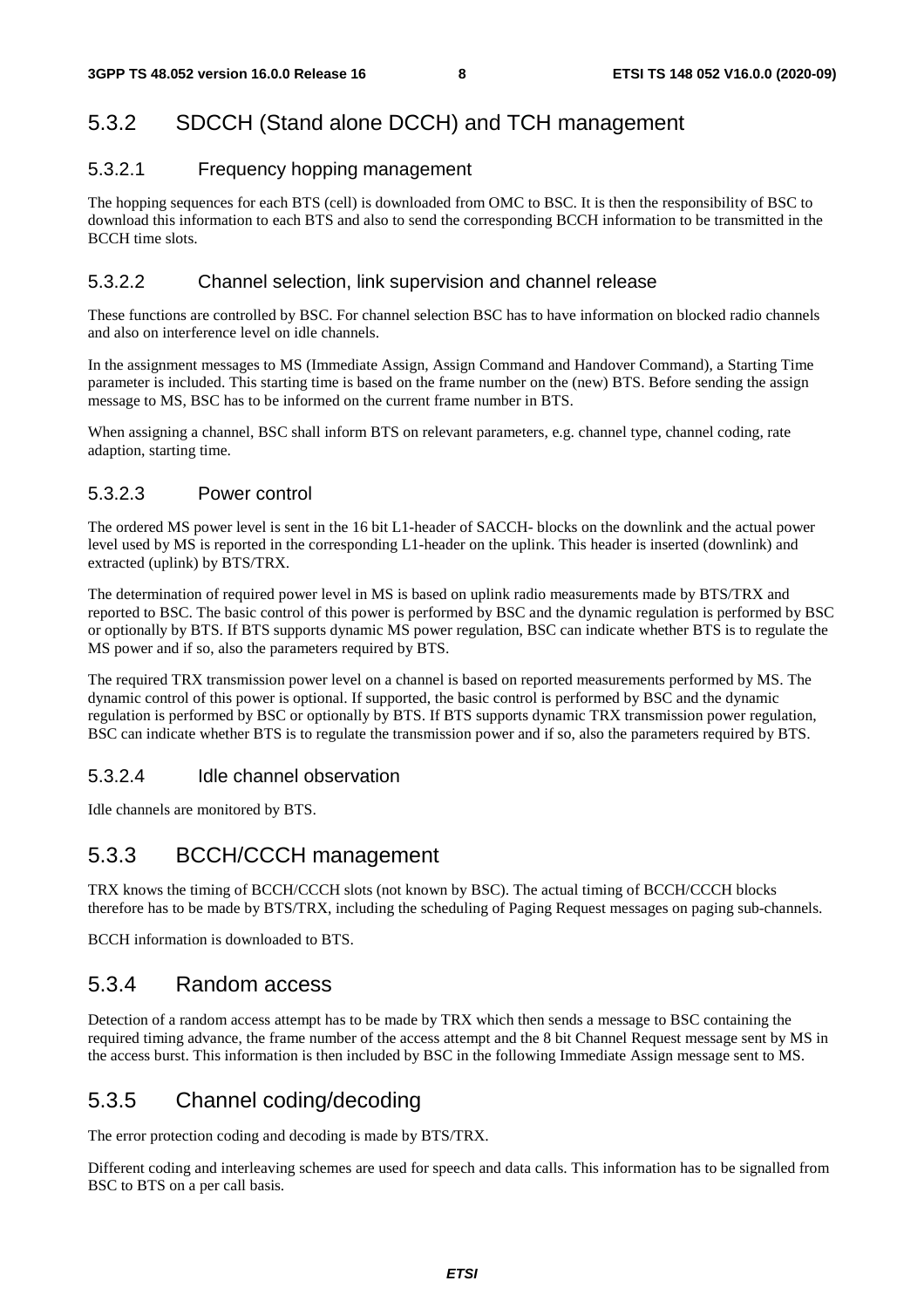## 5.3.2 SDCCH (Stand alone DCCH) and TCH management

### 5.3.2.1 Frequency hopping management

The hopping sequences for each BTS (cell) is downloaded from OMC to BSC. It is then the responsibility of BSC to download this information to each BTS and also to send the corresponding BCCH information to be transmitted in the BCCH time slots.

### 5.3.2.2 Channel selection, link supervision and channel release

These functions are controlled by BSC. For channel selection BSC has to have information on blocked radio channels and also on interference level on idle channels.

In the assignment messages to MS (Immediate Assign, Assign Command and Handover Command), a Starting Time parameter is included. This starting time is based on the frame number on the (new) BTS. Before sending the assign message to MS, BSC has to be informed on the current frame number in BTS.

When assigning a channel, BSC shall inform BTS on relevant parameters, e.g. channel type, channel coding, rate adaption, starting time.

### 5.3.2.3 Power control

The ordered MS power level is sent in the 16 bit L1-header of SACCH- blocks on the downlink and the actual power level used by MS is reported in the corresponding L1-header on the uplink. This header is inserted (downlink) and extracted (uplink) by BTS/TRX.

The determination of required power level in MS is based on uplink radio measurements made by BTS/TRX and reported to BSC. The basic control of this power is performed by BSC and the dynamic regulation is performed by BSC or optionally by BTS. If BTS supports dynamic MS power regulation, BSC can indicate whether BTS is to regulate the MS power and if so, also the parameters required by BTS.

The required TRX transmission power level on a channel is based on reported measurements performed by MS. The dynamic control of this power is optional. If supported, the basic control is performed by BSC and the dynamic regulation is performed by BSC or optionally by BTS. If BTS supports dynamic TRX transmission power regulation, BSC can indicate whether BTS is to regulate the transmission power and if so, also the parameters required by BTS.

### 5.3.2.4 Idle channel observation

Idle channels are monitored by BTS.

## 5.3.3 BCCH/CCCH management

TRX knows the timing of BCCH/CCCH slots (not known by BSC). The actual timing of BCCH/CCCH blocks therefore has to be made by BTS/TRX, including the scheduling of Paging Request messages on paging sub-channels.

BCCH information is downloaded to BTS.

## 5.3.4 Random access

Detection of a random access attempt has to be made by TRX which then sends a message to BSC containing the required timing advance, the frame number of the access attempt and the 8 bit Channel Request message sent by MS in the access burst. This information is then included by BSC in the following Immediate Assign message sent to MS.

## 5.3.5 Channel coding/decoding

The error protection coding and decoding is made by BTS/TRX.

Different coding and interleaving schemes are used for speech and data calls. This information has to be signalled from BSC to BTS on a per call basis.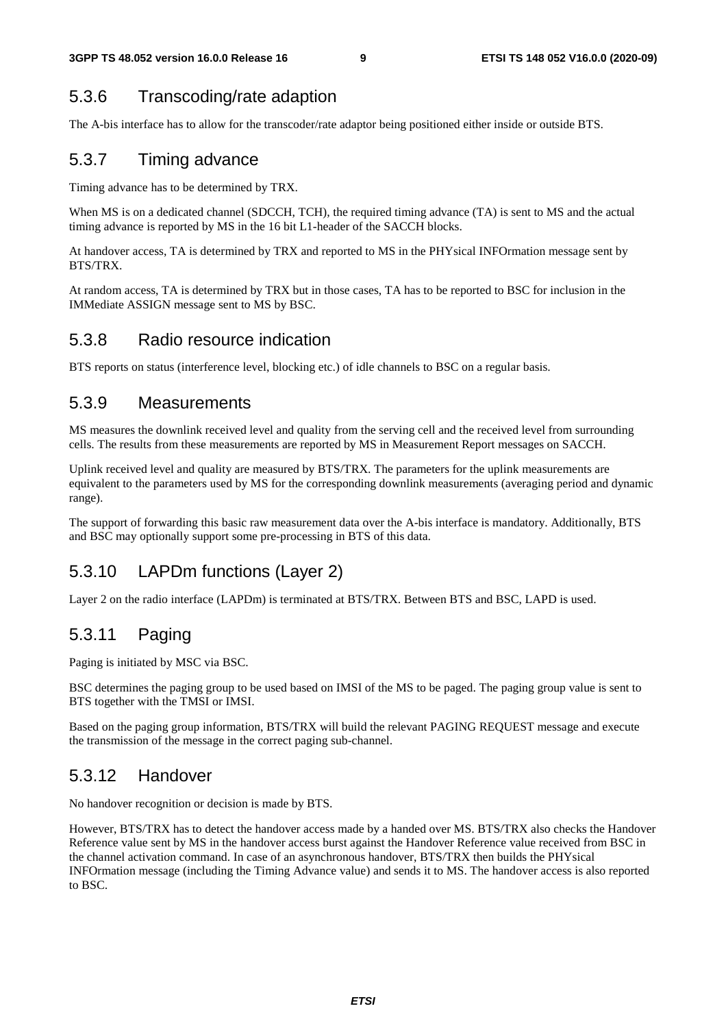### 5.3.6 Transcoding/rate adaption

The A-bis interface has to allow for the transcoder/rate adaptor being positioned either inside or outside BTS.

### 5.3.7 Timing advance

Timing advance has to be determined by TRX.

When MS is on a dedicated channel (SDCCH, TCH), the required timing advance (TA) is sent to MS and the actual timing advance is reported by MS in the 16 bit L1-header of the SACCH blocks.

At handover access, TA is determined by TRX and reported to MS in the PHYsical INFOrmation message sent by BTS/TRX.

At random access, TA is determined by TRX but in those cases, TA has to be reported to BSC for inclusion in the IMMediate ASSIGN message sent to MS by BSC.

### 5.3.8 Radio resource indication

BTS reports on status (interference level, blocking etc.) of idle channels to BSC on a regular basis.

### 5.3.9 Measurements

MS measures the downlink received level and quality from the serving cell and the received level from surrounding cells. The results from these measurements are reported by MS in Measurement Report messages on SACCH.

Uplink received level and quality are measured by BTS/TRX. The parameters for the uplink measurements are equivalent to the parameters used by MS for the corresponding downlink measurements (averaging period and dynamic range).

The support of forwarding this basic raw measurement data over the A-bis interface is mandatory. Additionally, BTS and BSC may optionally support some pre-processing in BTS of this data.

### 5.3.10 LAPDm functions (Layer 2)

Layer 2 on the radio interface (LAPDm) is terminated at BTS/TRX. Between BTS and BSC, LAPD is used.

### 5.3.11 Paging

Paging is initiated by MSC via BSC.

BSC determines the paging group to be used based on IMSI of the MS to be paged. The paging group value is sent to BTS together with the TMSI or IMSI.

Based on the paging group information, BTS/TRX will build the relevant PAGING REQUEST message and execute the transmission of the message in the correct paging sub-channel.

### 5.3.12 Handover

No handover recognition or decision is made by BTS.

However, BTS/TRX has to detect the handover access made by a handed over MS. BTS/TRX also checks the Handover Reference value sent by MS in the handover access burst against the Handover Reference value received from BSC in the channel activation command. In case of an asynchronous handover, BTS/TRX then builds the PHYsical INFOrmation message (including the Timing Advance value) and sends it to MS. The handover access is also reported to BSC.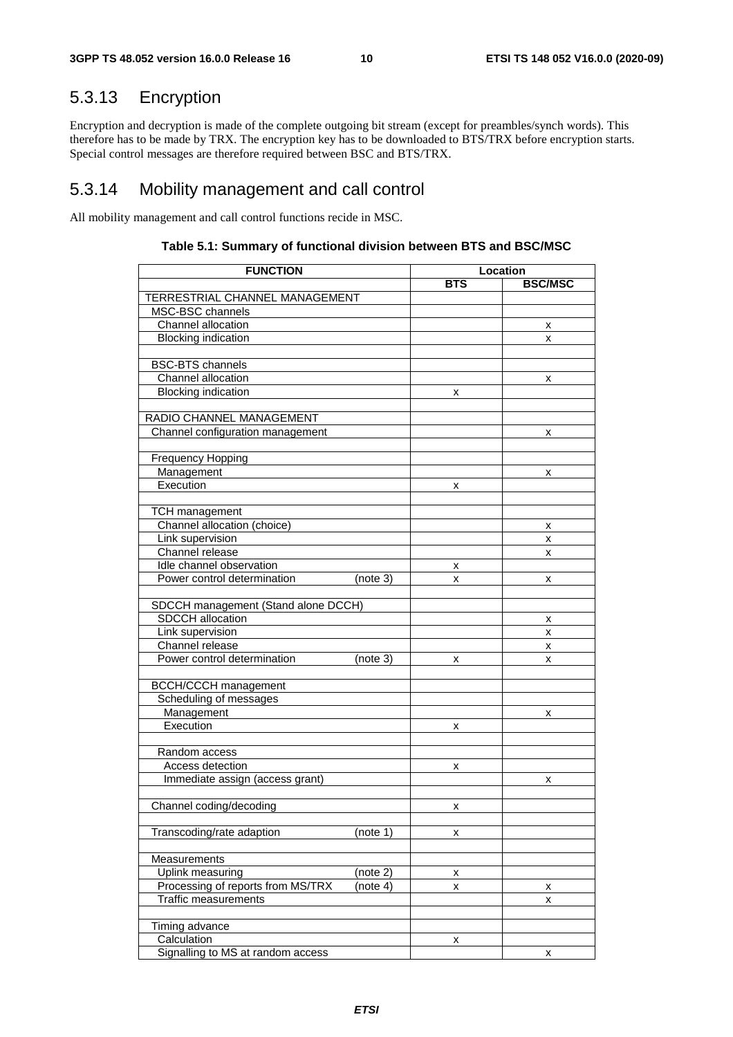### 5.3.13 Encryption

Encryption and decryption is made of the complete outgoing bit stream (except for preambles/synch words). This therefore has to be made by TRX. The encryption key has to be downloaded to BTS/TRX before encryption starts. Special control messages are therefore required between BSC and BTS/TRX.

### 5.3.14 Mobility management and call control

All mobility management and call control functions recide in MSC.

**Table 5.1: Summary of functional division between BTS and BSC/MSC**

| FUNCTION | Location | |
|---|---|---|
| | **BTS** | **BSC/MSC** |
| TERRESTRIAL CHANNEL MANAGEMENT | | |
| MSC-BSC channels | | |
| Channel allocation | | x |
| Blocking indication | | x |
| | | |
| BSC-BTS channels | | |
| Channel allocation | | x |
| Blocking indication | x | |
| | | |
| RADIO CHANNEL MANAGEMENT | | |
| Channel configuration management | | x |
| | | |
| Frequency Hopping | | |
| Management | | x |
| Execution | x | |
| | | |
| TCH management | | |
| Channel allocation (choice) | | x |
| Link supervision | | x |
| Channel release | | x |
| Idle channel observation | x | |
| Power control determination (note 3) | x | x |
| | | |
| SDCCH management (Stand alone DCCH) | | |
| SDCCH allocation | | x |
| Link supervision | | x |
| Channel release | | x |
| Power control determination (note 3) | x | x |
| | | |
| BCCH/CCCH management | | |
| Scheduling of messages | | |
| Management | | x |
| Execution | x | |
| | | |
| Random access | | |
| Access detection | x | |
| Immediate assign (access grant) | | x |
| | | |
| Channel coding/decoding | x | |
| | | |
| Transcoding/rate adaption (note 1) | x | |
| | | |
| Measurements | | |
| Uplink measuring (note 2) | x | |
| Processing of reports from MS/TRX (note 4) | x | x |
| Traffic measurements | | x |
| | | |
| Timing advance | | |
| Calculation | x | |
| Signalling to MS at random access | | x |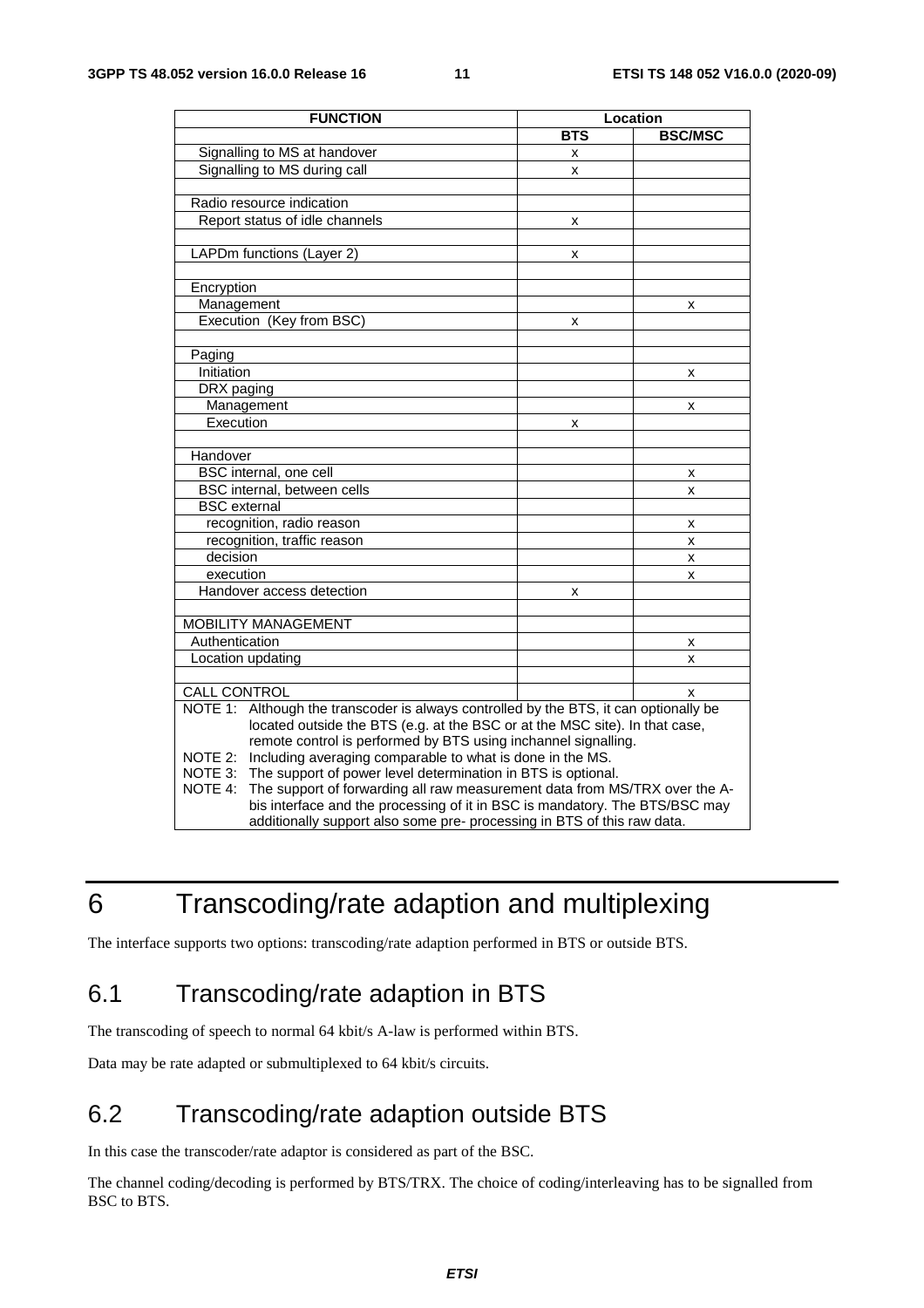| FUNCTION | Location | |
|---|---|---|
| | **BTS** | **BSC/MSC** |
| Signalling to MS at handover | x | |
| Signalling to MS during call | x | |
| | | |
| Radio resource indication | | |
| Report status of idle channels | x | |
| | | |
| LAPDm functions (Layer 2) | x | |
| | | |
| Encryption | | |
| Management | | x |
| Execution (Key from BSC) | x | |
| | | |
| Paging | | |
| Initiation | | x |
| DRX paging | | |
| Management | | x |
| Execution | x | |
| | | |
| Handover | | |
| BSC internal, one cell | | x |
| BSC internal, between cells | | x |
| BSC external | | |
| recognition, radio reason | | x |
| recognition, traffic reason | | x |
| decision | | x |
| execution | | x |
| Handover access detection | x | |
| | | |
| MOBILITY MANAGEMENT | | |
| Authentication | | x |
| Location updating | | x |
| | | |
| CALL CONTROL | | x |
| NOTE 1: Although the transcoder is always controlled by the BTS, it can optionally be located outside the BTS (e.g. at the BSC or at the MSC site). In that case, remote control is performed by BTS using inchannel signalling. NOTE 2: Including averaging comparable to what is done in the MS. NOTE 3: The support of power level determination in BTS is optional. NOTE 4: The support of forwarding all raw measurement data from MS/TRX over the A-bis interface and the processing of it in BSC is mandatory. The BTS/BSC may additionally support also some pre- processing in BTS of this raw data. | | |

# 6 Transcoding/rate adaption and multiplexing

The interface supports two options: transcoding/rate adaption performed in BTS or outside BTS.

## 6.1 Transcoding/rate adaption in BTS

The transcoding of speech to normal 64 kbit/s A-law is performed within BTS.

Data may be rate adapted or submultiplexed to 64 kbit/s circuits.

## 6.2 Transcoding/rate adaption outside BTS

In this case the transcoder/rate adaptor is considered as part of the BSC.

The channel coding/decoding is performed by BTS/TRX. The choice of coding/interleaving has to be signalled from BSC to BTS.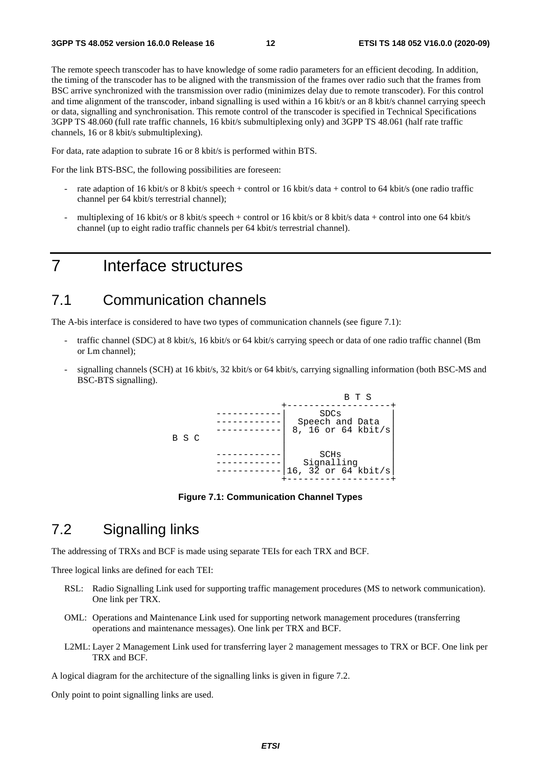The remote speech transcoder has to have knowledge of some radio parameters for an efficient decoding. In addition, the timing of the transcoder has to be aligned with the transmission of the frames over radio such that the frames from BSC arrive synchronized with the transmission over radio (minimizes delay due to remote transcoder). For this control and time alignment of the transcoder, inband signalling is used within a 16 kbit/s or an 8 kbit/s channel carrying speech or data, signalling and synchronisation. This remote control of the transcoder is specified in Technical Specifications 3GPP TS 48.060 (full rate traffic channels, 16 kbit/s submultiplexing only) and 3GPP TS 48.061 (half rate traffic channels, 16 or 8 kbit/s submultiplexing).

For data, rate adaption to subrate 16 or 8 kbit/s is performed within BTS.

For the link BTS-BSC, the following possibilities are foreseen:

- rate adaption of 16 kbit/s or 8 kbit/s speech + control or 16 kbit/s data + control to 64 kbit/s (one radio traffic channel per 64 kbit/s terrestrial channel);
- multiplexing of 16 kbit/s or 8 kbit/s speech + control or 16 kbit/s or 8 kbit/s data + control into one 64 kbit/s channel (up to eight radio traffic channels per 64 kbit/s terrestrial channel).

# 7 Interface structures

## 7.1 Communication channels

The A-bis interface is considered to have two types of communication channels (see figure 7.1):

- traffic channel (SDC) at 8 kbit/s, 16 kbit/s or 64 kbit/s carrying speech or data of one radio traffic channel (Bm or Lm channel);
- signalling channels (SCH) at 16 kbit/s, 32 kbit/s or 64 kbit/s, carrying signalling information (both BSC-MS and BSC-BTS signalling).

```
                                   B T S
                         +-------------------+
          ------------|       SDCs        |
          ------------|  Speech and Data  |
          ------------|  8, 16 or 64 kbit/s|
  B S C                  |                   |
                         |                   |
          ------------|       SCHs        |
          ------------|    Signalling     |
          ------------|16, 32 or 64 kbit/s|
                         +-------------------+
```

**Figure 7.1: Communication Channel Types**

## 7.2 Signalling links

The addressing of TRXs and BCF is made using separate TEIs for each TRX and BCF.

Three logical links are defined for each TEI:

RSL: Radio Signalling Link used for supporting traffic management procedures (MS to network communication). One link per TRX.

OML: Operations and Maintenance Link used for supporting network management procedures (transferring operations and maintenance messages). One link per TRX and BCF.

L2ML: Layer 2 Management Link used for transferring layer 2 management messages to TRX or BCF. One link per TRX and BCF.

A logical diagram for the architecture of the signalling links is given in figure 7.2.

Only point to point signalling links are used.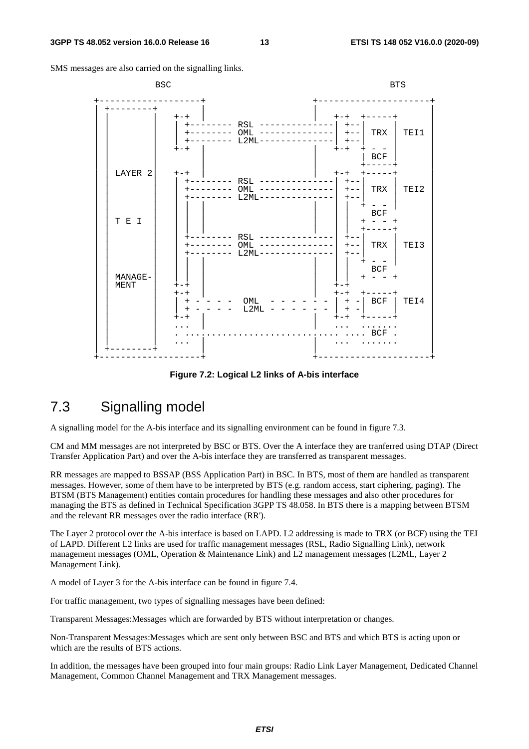SMS messages are also carried on the signalling links.

```
              BSC                                                    BTS

      +-------------------+                      +---------------------+
      | +--------+        |                      |                     |
      | |        |  +-+   |                      |  +-+  +-----+       |
      | |        |  | +-------- RSL --------------| +--|     |       |
      | |        |  | +-------- OML --------------| +--| TRX | TEI1  |
      | |        |  | +-------- L2ML--------------| +--|     |       |
      | |        |  +-+   |                      |  +-+  + - -       |
      | |        |        |                      |       | BCF |     |
      | |        |        |                      |       +-----+     |
      | | LAYER 2|  +-+   |                      |  +-+  +-----+     |
      | |        |  | +-------- RSL --------------| +--|     |       |
      | |        |  | +-------- OML --------------| +--| TRX | TEI2  |
      | |        |  | +-------- L2ML--------------| +--|     |       |
      | |        |  | |   |                      | |   + - -       |
      | |        |  | |   |                      | |     BCF       |
      | | T E I  |  | |   |                      | |   + - - +     |
      | |        |  | |   |                      | |   +-----+     |
      | |        |  | +-------- RSL --------------| +--|     |       |
      | |        |  | +-------- OML --------------| +--| TRX | TEI3  |
      | |        |  | +-------- L2ML--------------| +--|     |       |
      | |        |  | |   |                      | |   + - -       |
      | |        |  | |   |                      | |     BCF       |
      | | MANAGE-|  | |   |                      | |   + - - +     |
      | | MENT   |  +-+   |                      |  +-+              |
      | |        |  +-+   |                      |  +-+  +-----+     |
      | |        |  | + - - - -  OML  - - - - - - | + -| BCF | TEI4  |
      | |        |  | + - - - -  L2ML - - - - - - | + -|     |       |
      | |        |  +-+   |                      |  +-+  +-----+     |
      | |        |  ...   |                      |  ...  .......     |
      | |        |  . ............................ .... BCF .        |
      | |        |  ...   |                      |  ...  .......     |
      | +--------+        |                      |                     |
      +-------------------+                      +---------------------+
```

**Figure 7.2: Logical L2 links of A-bis interface**

## 7.3 Signalling model

A signalling model for the A-bis interface and its signalling environment can be found in figure 7.3.

CM and MM messages are not interpreted by BSC or BTS. Over the A interface they are tranferred using DTAP (Direct Transfer Application Part) and over the A-bis interface they are transferred as transparent messages.

RR messages are mapped to BSSAP (BSS Application Part) in BSC. In BTS, most of them are handled as transparent messages. However, some of them have to be interpreted by BTS (e.g. random access, start ciphering, paging). The BTSM (BTS Management) entities contain procedures for handling these messages and also other procedures for managing the BTS as defined in Technical Specification 3GPP TS 48.058. In BTS there is a mapping between BTSM and the relevant RR messages over the radio interface (RR').

The Layer 2 protocol over the A-bis interface is based on LAPD. L2 addressing is made to TRX (or BCF) using the TEI of LAPD. Different L2 links are used for traffic management messages (RSL, Radio Signalling Link), network management messages (OML, Operation & Maintenance Link) and L2 management messages (L2ML, Layer 2 Management Link).

A model of Layer 3 for the A-bis interface can be found in figure 7.4.

For traffic management, two types of signalling messages have been defined:

Transparent Messages:Messages which are forwarded by BTS without interpretation or changes.

Non-Transparent Messages:Messages which are sent only between BSC and BTS and which BTS is acting upon or which are the results of BTS actions.

In addition, the messages have been grouped into four main groups: Radio Link Layer Management, Dedicated Channel Management, Common Channel Management and TRX Management messages.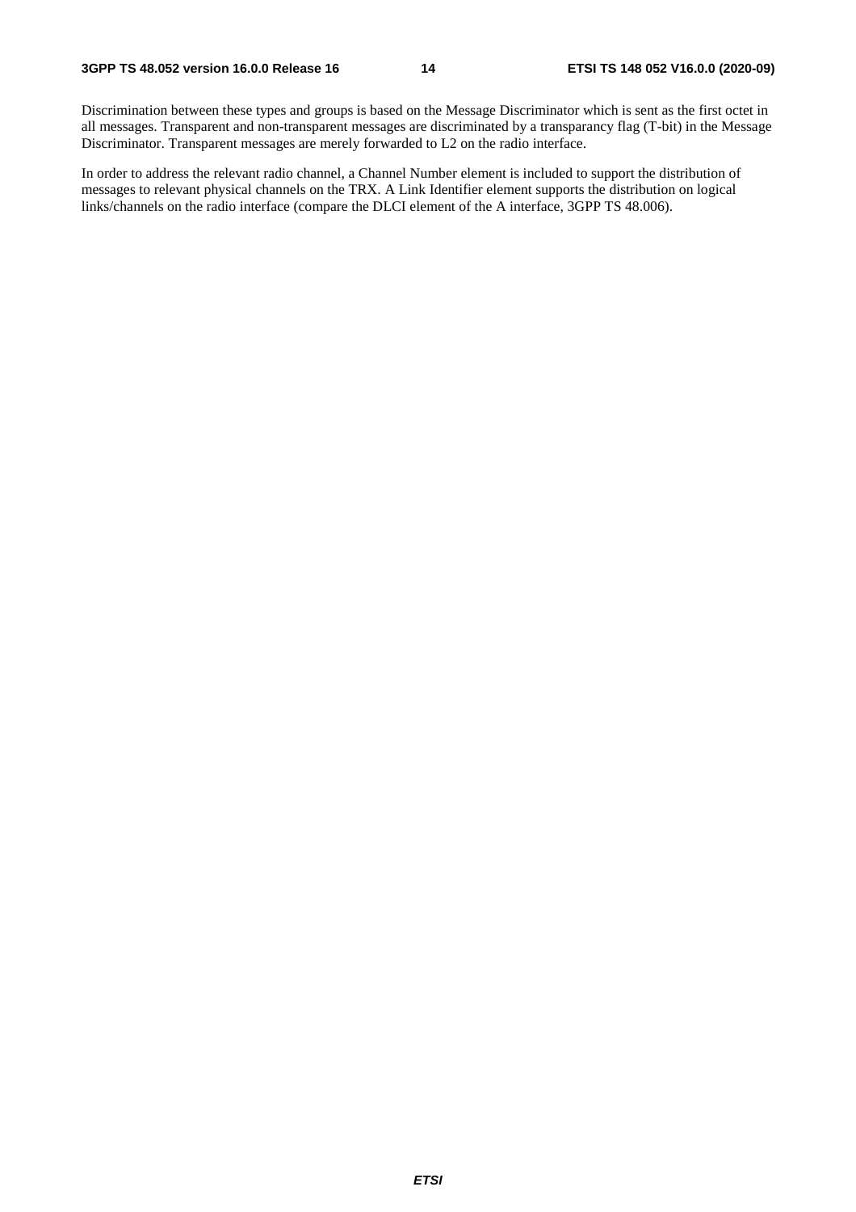Discrimination between these types and groups is based on the Message Discriminator which is sent as the first octet in all messages. Transparent and non-transparent messages are discriminated by a transparancy flag (T-bit) in the Message Discriminator. Transparent messages are merely forwarded to L2 on the radio interface.

In order to address the relevant radio channel, a Channel Number element is included to support the distribution of messages to relevant physical channels on the TRX. A Link Identifier element supports the distribution on logical links/channels on the radio interface (compare the DLCI element of the A interface, 3GPP TS 48.006).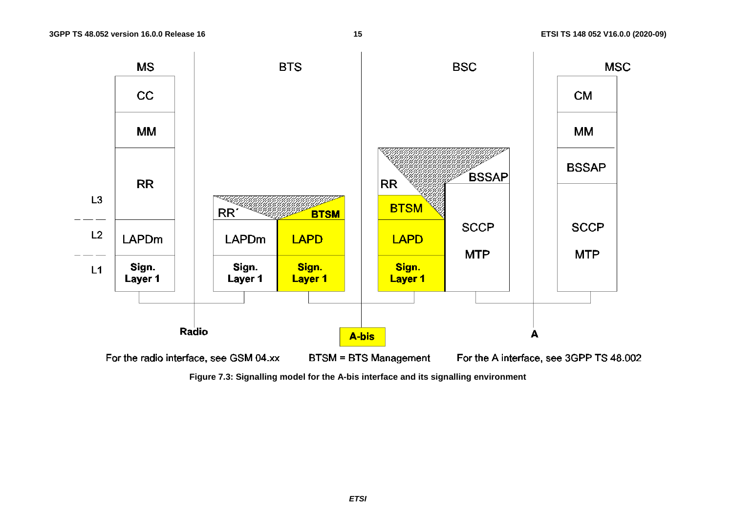For the radio interface, see GSM 04.xx

BTSM = BTS Management

For the A interface, see 3GPP TS 48.002

**Figure 7.3: Signalling model for the A-bis interface and its signalling environment**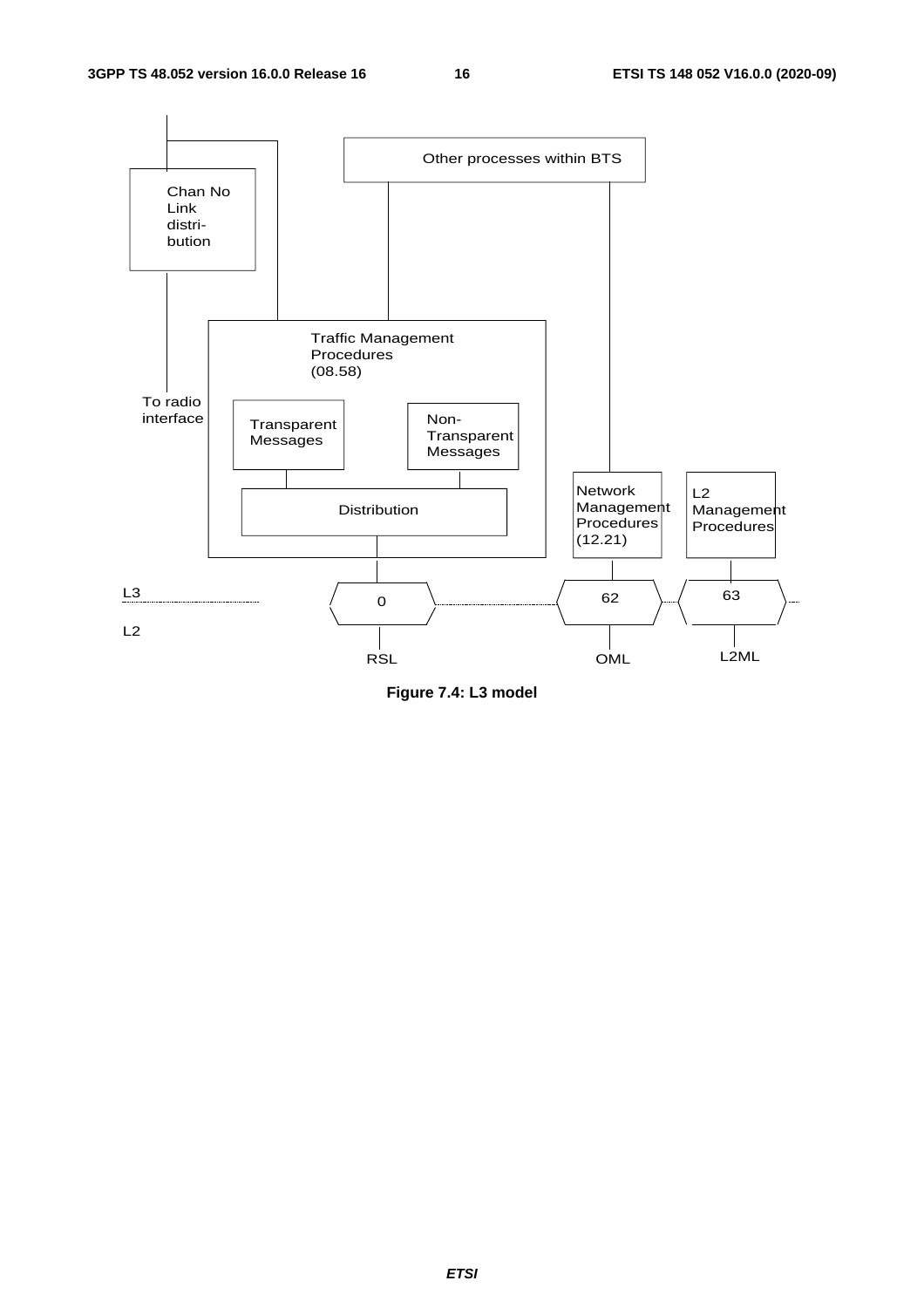Other processes within BTS

Chan No Link distri- bution

Traffic Management Procedures (08.58)

To radio interface

Transparent Messages

Non-Transparent Messages

Distribution

Network Management Procedures (12.21)

L2 Management Procedures

L3

L2

0

62

63

RSL

OML

L2ML

**Figure 7.4: L3 model**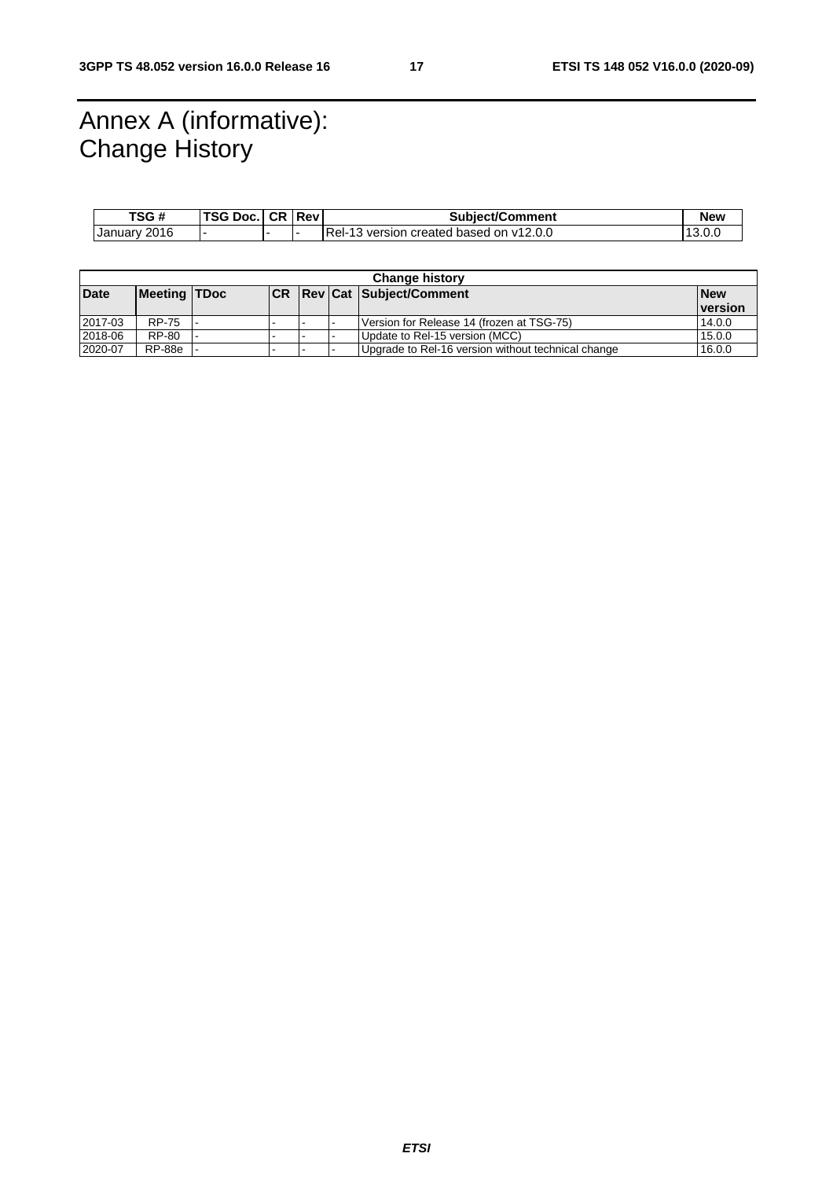# Annex A (informative): Change History

| TSG # | TSG Doc. | CR | Rev | Subject/Comment | New |
|---|---|---|---|---|---|
| January 2016 | - | - | - | Rel-13 version created based on v12.0.0 | 13.0.0 |

| Change history | | | | | | | |
|---|---|---|---|---|---|---|---|
| **Date** | **Meeting** | **TDoc** | **CR** | **Rev** | **Cat** | **Subject/Comment** | **New version** |
| 2017-03 | RP-75 | - | - | - | - | Version for Release 14 (frozen at TSG-75) | 14.0.0 |
| 2018-06 | RP-80 | - | - | - | - | Update to Rel-15 version (MCC) | 15.0.0 |
| 2020-07 | RP-88e | - | - | - | - | Upgrade to Rel-16 version without technical change | 16.0.0 |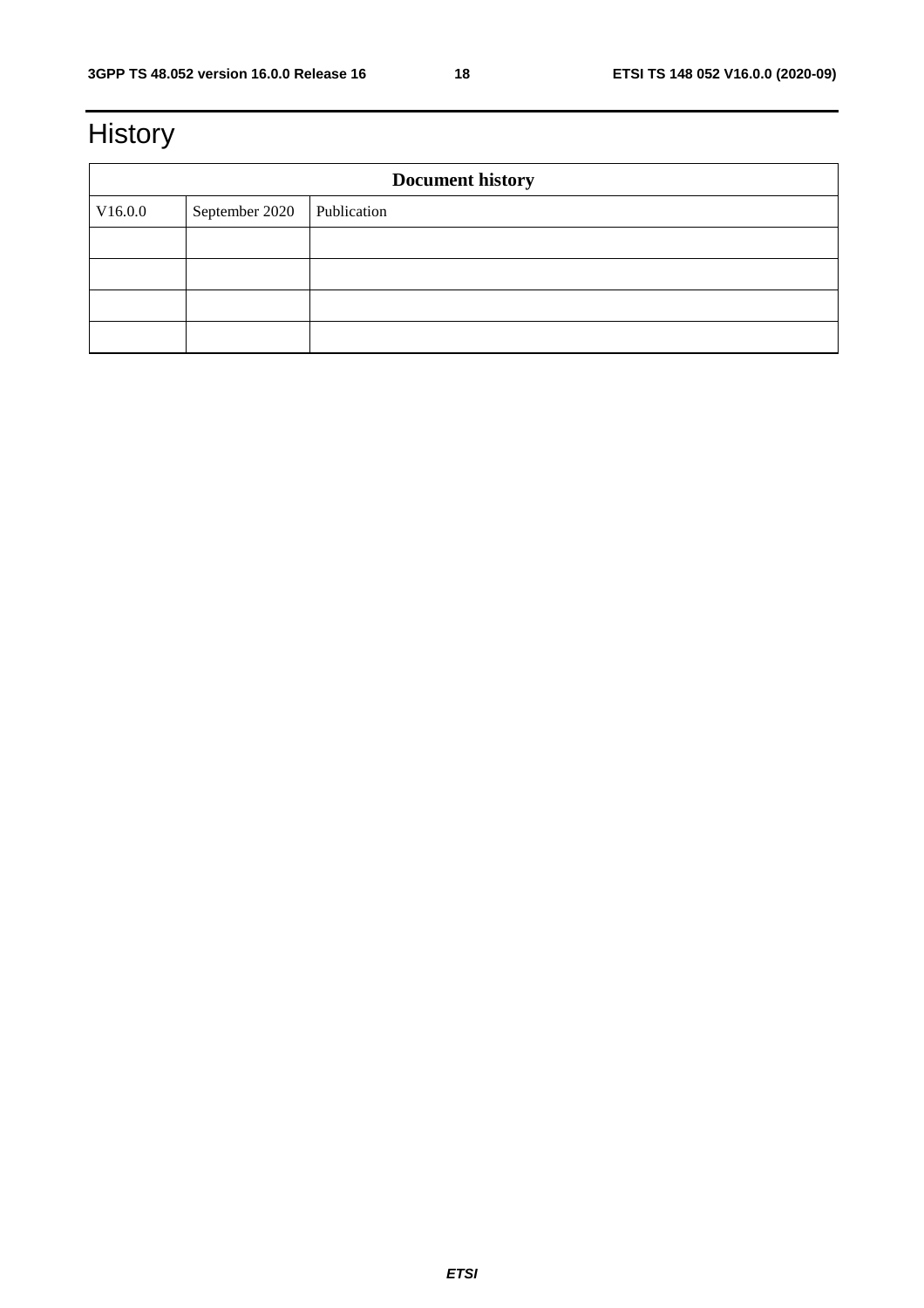# History

| Document history | | |
|---|---|---|
| V16.0.0 | September 2020 | Publication |
| | | |
| | | |
| | | |
| | | |